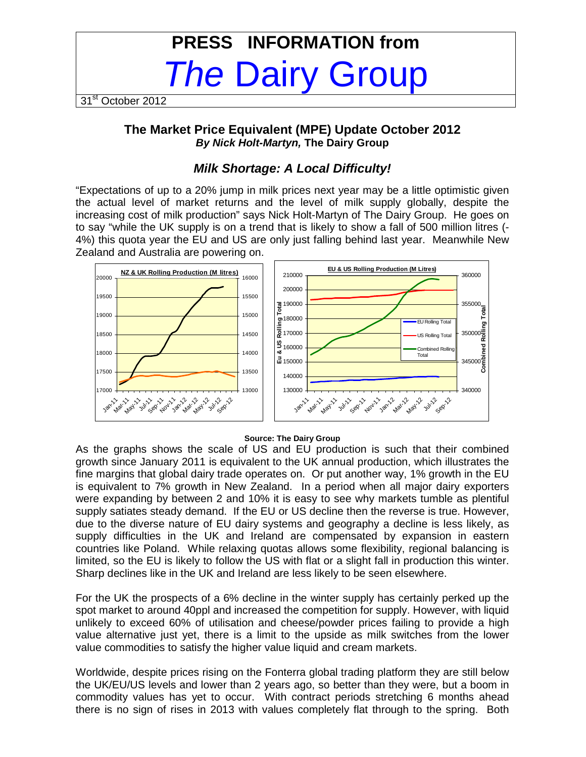# PRESS INFORMATION from *The* Dairy Group

31st October 2012

## The Market Price Equivalent (MPE) Update October 2012

***By Nick Holt-Martyn,* The Dairy Group**

### *Milk Shortage: A Local Difficulty!*

"Expectations of up to a 20% jump in milk prices next year may be a little optimistic given the actual level of market returns and the level of milk supply globally, despite the increasing cost of milk production" says Nick Holt-Martyn of The Dairy Group. He goes on to say "while the UK supply is on a trend that is likely to show a fall of 500 million litres (-4%) this quota year the EU and US are only just falling behind last year. Meanwhile New Zealand and Australia are powering on.

**Source: The Dairy Group**

As the graphs shows the scale of US and EU production is such that their combined growth since January 2011 is equivalent to the UK annual production, which illustrates the fine margins that global dairy trade operates on. Or put another way, 1% growth in the EU is equivalent to 7% growth in New Zealand. In a period when all major dairy exporters were expanding by between 2 and 10% it is easy to see why markets tumble as plentiful supply satiates steady demand. If the EU or US decline then the reverse is true. However, due to the diverse nature of EU dairy systems and geography a decline is less likely, as supply difficulties in the UK and Ireland are compensated by expansion in eastern countries like Poland. While relaxing quotas allows some flexibility, regional balancing is limited, so the EU is likely to follow the US with flat or a slight fall in production this winter. Sharp declines like in the UK and Ireland are less likely to be seen elsewhere.

For the UK the prospects of a 6% decline in the winter supply has certainly perked up the spot market to around 40ppl and increased the competition for supply. However, with liquid unlikely to exceed 60% of utilisation and cheese/powder prices failing to provide a high value alternative just yet, there is a limit to the upside as milk switches from the lower value commodities to satisfy the higher value liquid and cream markets.

Worldwide, despite prices rising on the Fonterra global trading platform they are still below the UK/EU/US levels and lower than 2 years ago, so better than they were, but a boom in commodity values has yet to occur. With contract periods stretching 6 months ahead there is no sign of rises in 2013 with values completely flat through to the spring. Both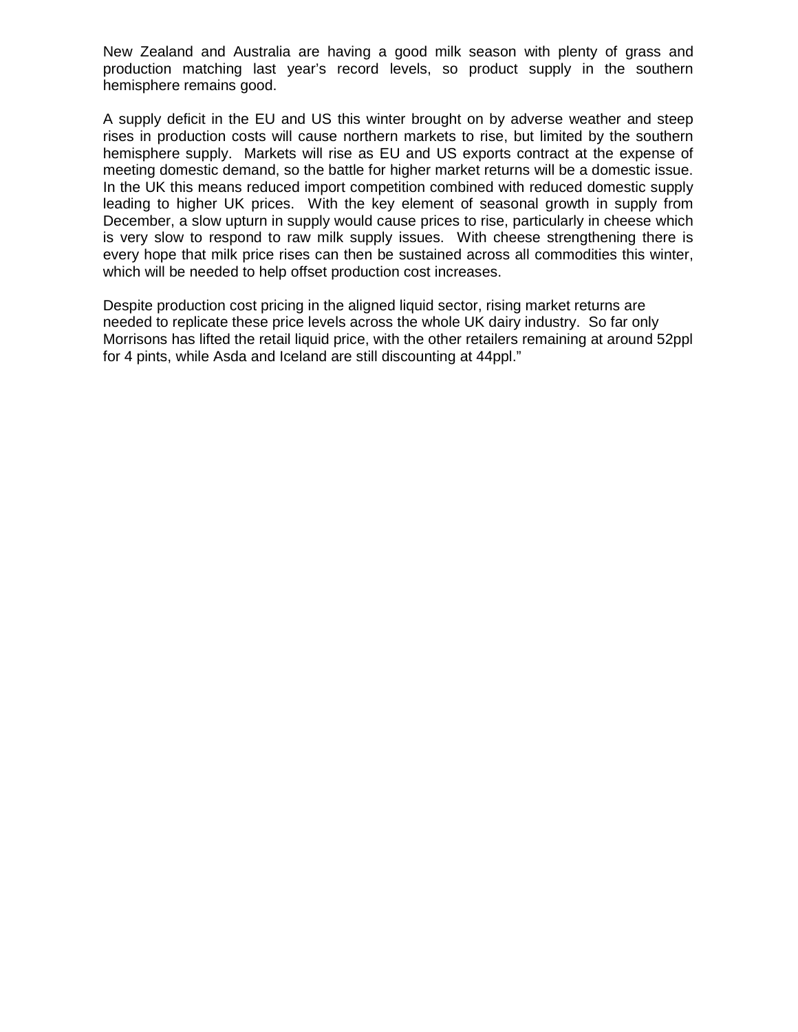New Zealand and Australia are having a good milk season with plenty of grass and production matching last year's record levels, so product supply in the southern hemisphere remains good.

A supply deficit in the EU and US this winter brought on by adverse weather and steep rises in production costs will cause northern markets to rise, but limited by the southern hemisphere supply. Markets will rise as EU and US exports contract at the expense of meeting domestic demand, so the battle for higher market returns will be a domestic issue. In the UK this means reduced import competition combined with reduced domestic supply leading to higher UK prices. With the key element of seasonal growth in supply from December, a slow upturn in supply would cause prices to rise, particularly in cheese which is very slow to respond to raw milk supply issues. With cheese strengthening there is every hope that milk price rises can then be sustained across all commodities this winter, which will be needed to help offset production cost increases.

Despite production cost pricing in the aligned liquid sector, rising market returns are needed to replicate these price levels across the whole UK dairy industry. So far only Morrisons has lifted the retail liquid price, with the other retailers remaining at around 52ppl for 4 pints, while Asda and Iceland are still discounting at 44ppl."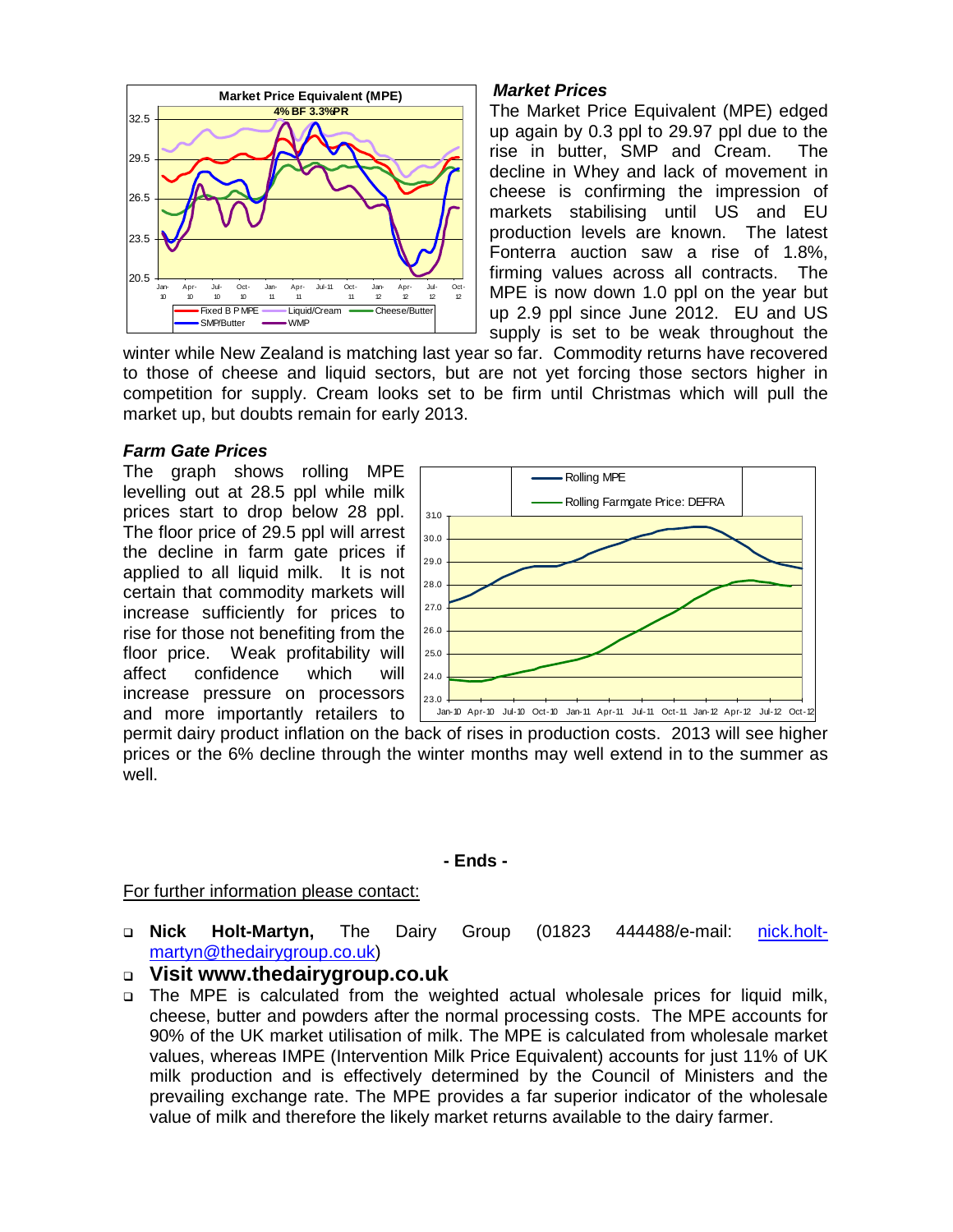Market Price Equivalent (MPE)
4% BF 3.3%PR
32.5
29.5
26.5
23.5
20.5
Jan-10 Apr-10 Jul-10 Oct-10 Jan-11 Apr-11 Jul-11 Oct-11 Jan-12 Apr-12 Jul-12 Oct-12
Fixed B P MPE
Liquid/Cream
Cheese/Butter
SMP/Butter
WMP

### *Market Prices*

The Market Price Equivalent (MPE) edged up again by 0.3 ppl to 29.97 ppl due to the rise in butter, SMP and Cream. The decline in Whey and lack of movement in cheese is confirming the impression of markets stabilising until US and EU production levels are known. The latest Fonterra auction saw a rise of 1.8%, firming values across all contracts. The MPE is now down 1.0 ppl on the year but up 2.9 ppl since June 2012. EU and US supply is set to be weak throughout the winter while New Zealand is matching last year so far. Commodity returns have recovered to those of cheese and liquid sectors, but are not yet forcing those sectors higher in competition for supply. Cream looks set to be firm until Christmas which will pull the market up, but doubts remain for early 2013.

### *Farm Gate Prices*

The graph shows rolling MPE levelling out at 28.5 ppl while milk prices start to drop below 28 ppl. The floor price of 29.5 ppl will arrest the decline in farm gate prices if applied to all liquid milk. It is not certain that commodity markets will increase sufficiently for prices to rise for those not benefiting from the floor price. Weak profitability will affect confidence which will increase pressure on processors and more importantly retailers to permit dairy product inflation on the back of rises in production costs. 2013 will see higher prices or the 6% decline through the winter months may well extend in to the summer as well.

Rolling MPE
Rolling Farmgate Price: DEFRA
31.0
30.0
29.0
28.0
27.0
26.0
25.0
24.0
23.0
Jan-10 Apr-10 Jul-10 Oct-10 Jan-11 Apr-11 Jul-11 Oct-11 Jan-12 Apr-12 Jul-12 Oct-12

**- Ends -**

For further information please contact:

- **Nick Holt-Martyn,** The Dairy Group (01823 444488/e-mail: nick.holt-martyn@thedairygroup.co.uk)
- **Visit www.thedairygroup.co.uk**
- The MPE is calculated from the weighted actual wholesale prices for liquid milk, cheese, butter and powders after the normal processing costs. The MPE accounts for 90% of the UK market utilisation of milk. The MPE is calculated from wholesale market values, whereas IMPE (Intervention Milk Price Equivalent) accounts for just 11% of UK milk production and is effectively determined by the Council of Ministers and the prevailing exchange rate. The MPE provides a far superior indicator of the wholesale value of milk and therefore the likely market returns available to the dairy farmer.